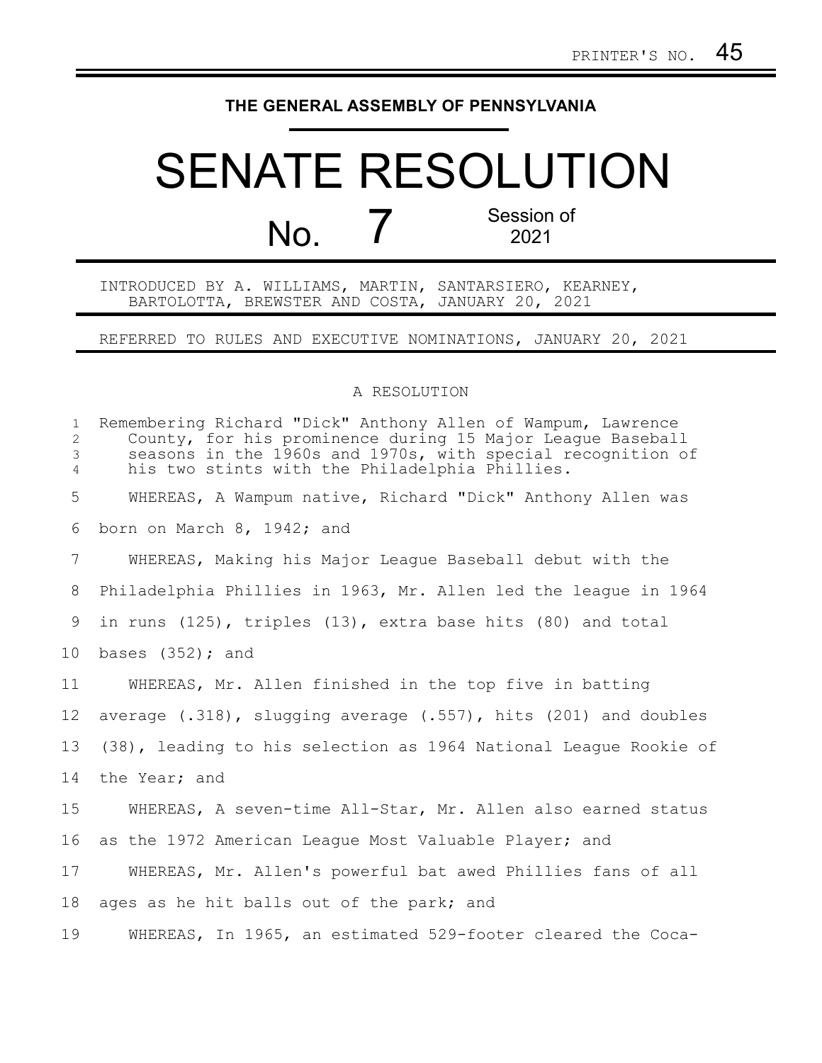PRINTER'S NO. 45

**THE GENERAL ASSEMBLY OF PENNSYLVANIA**

# SENATE RESOLUTION

## No. 7 Session of 2021

INTRODUCED BY A. WILLIAMS, MARTIN, SANTARSIERO, KEARNEY, BARTOLOTTA, BREWSTER AND COSTA, JANUARY 20, 2021

REFERRED TO RULES AND EXECUTIVE NOMINATIONS, JANUARY 20, 2021

A RESOLUTION

Remembering Richard "Dick" Anthony Allen of Wampum, Lawrence County, for his prominence during 15 Major League Baseball seasons in the 1960s and 1970s, with special recognition of his two stints with the Philadelphia Phillies.

WHEREAS, A Wampum native, Richard "Dick" Anthony Allen was born on March 8, 1942; and

WHEREAS, Making his Major League Baseball debut with the Philadelphia Phillies in 1963, Mr. Allen led the league in 1964 in runs (125), triples (13), extra base hits (80) and total bases (352); and

WHEREAS, Mr. Allen finished in the top five in batting average (.318), slugging average (.557), hits (201) and doubles (38), leading to his selection as 1964 National League Rookie of the Year; and

WHEREAS, A seven-time All-Star, Mr. Allen also earned status as the 1972 American League Most Valuable Player; and

WHEREAS, Mr. Allen's powerful bat awed Phillies fans of all ages as he hit balls out of the park; and

WHEREAS, In 1965, an estimated 529-footer cleared the Coca-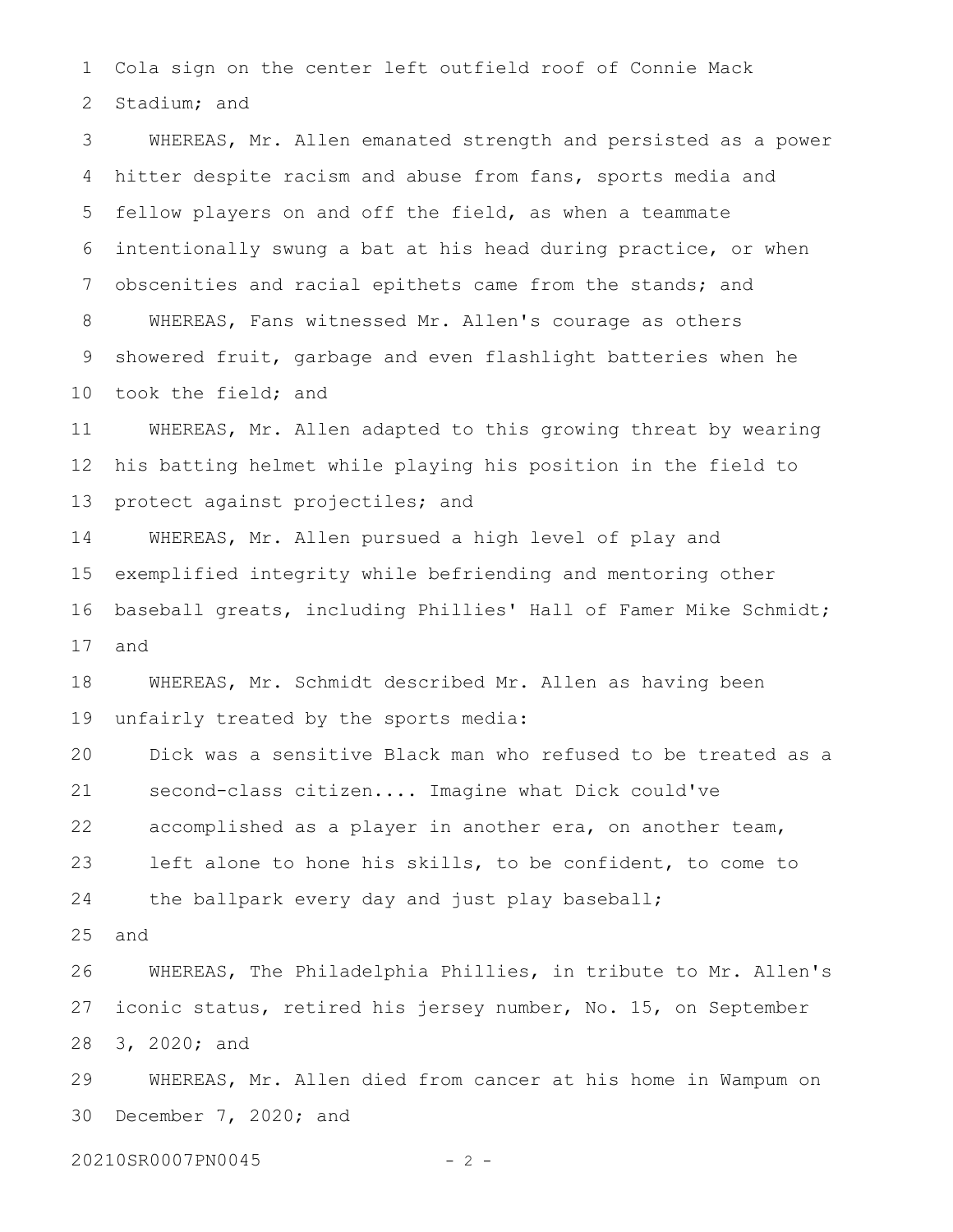Cola sign on the center left outfield roof of Connie Mack Stadium; and

WHEREAS, Mr. Allen emanated strength and persisted as a power hitter despite racism and abuse from fans, sports media and fellow players on and off the field, as when a teammate intentionally swung a bat at his head during practice, or when obscenities and racial epithets came from the stands; and

WHEREAS, Fans witnessed Mr. Allen's courage as others showered fruit, garbage and even flashlight batteries when he took the field; and

WHEREAS, Mr. Allen adapted to this growing threat by wearing his batting helmet while playing his position in the field to protect against projectiles; and

WHEREAS, Mr. Allen pursued a high level of play and exemplified integrity while befriending and mentoring other baseball greats, including Phillies' Hall of Famer Mike Schmidt; and

WHEREAS, Mr. Schmidt described Mr. Allen as having been unfairly treated by the sports media:

> Dick was a sensitive Black man who refused to be treated as a second-class citizen.... Imagine what Dick could've accomplished as a player in another era, on another team, left alone to hone his skills, to be confident, to come to the ballpark every day and just play baseball;

and

WHEREAS, The Philadelphia Phillies, in tribute to Mr. Allen's iconic status, retired his jersey number, No. 15, on September 3, 2020; and

WHEREAS, Mr. Allen died from cancer at his home in Wampum on December 7, 2020; and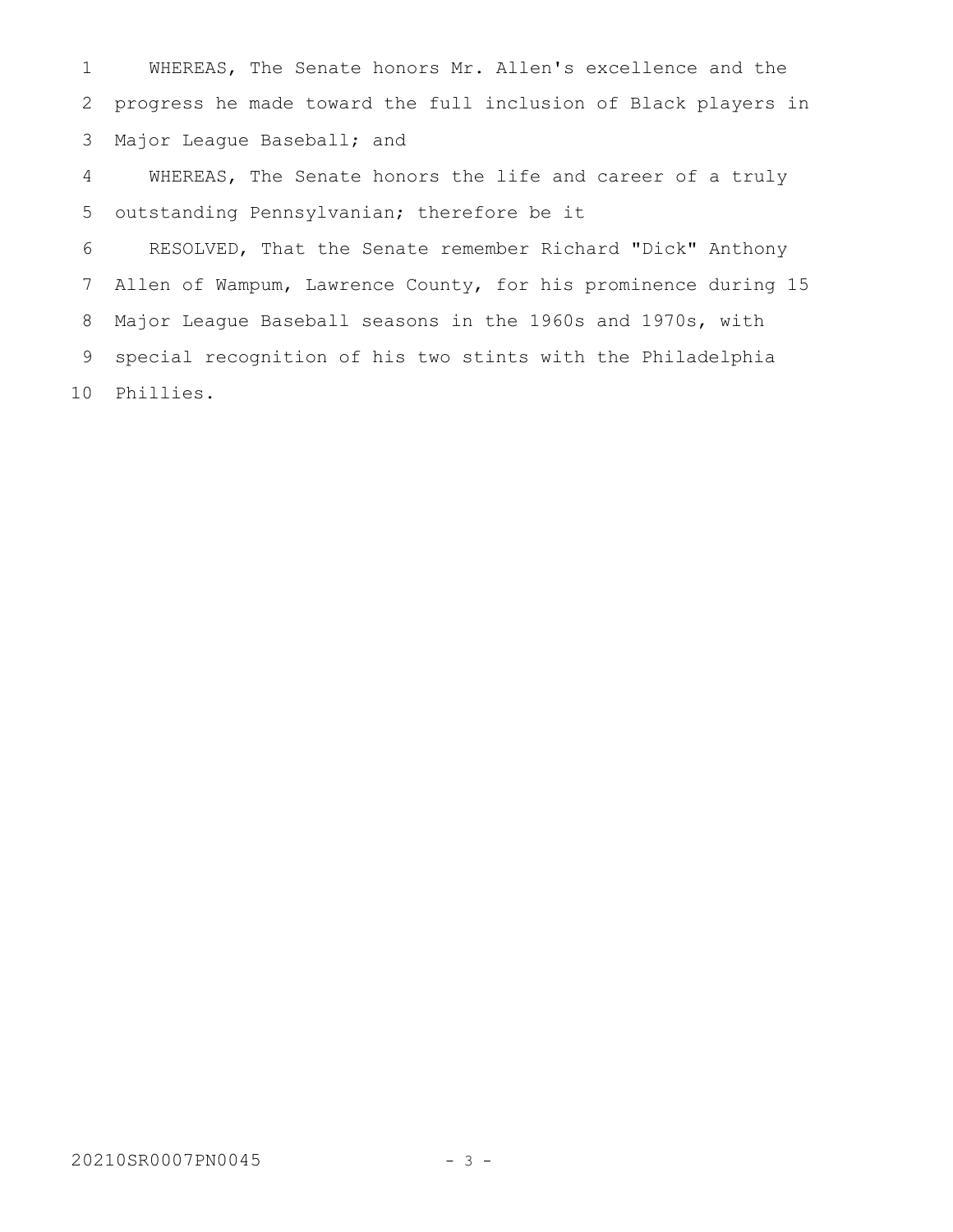WHEREAS, The Senate honors Mr. Allen's excellence and the progress he made toward the full inclusion of Black players in Major League Baseball; and

WHEREAS, The Senate honors the life and career of a truly outstanding Pennsylvanian; therefore be it

RESOLVED, That the Senate remember Richard "Dick" Anthony Allen of Wampum, Lawrence County, for his prominence during 15 Major League Baseball seasons in the 1960s and 1970s, with special recognition of his two stints with the Philadelphia Phillies.